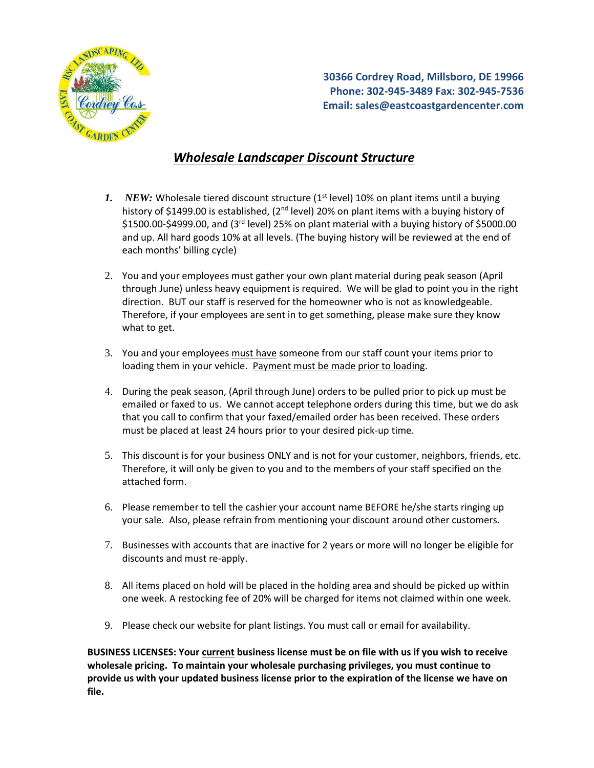30366 Cordrey Road, Millsboro, DE 19966
Phone: 302-945-3489 Fax: 302-945-7536
Email: sales@eastcoastgardencenter.com

# *Wholesale Landscaper Discount Structure*

1. ***NEW:*** Wholesale tiered discount structure (1st level) 10% on plant items until a buying history of $1499.00 is established, (2nd level) 20% on plant items with a buying history of $1500.00-$4999.00, and (3rd level) 25% on plant material with a buying history of $5000.00 and up. All hard goods 10% at all levels. (The buying history will be reviewed at the end of each months' billing cycle)

2. You and your employees must gather your own plant material during peak season (April through June) unless heavy equipment is required. We will be glad to point you in the right direction. BUT our staff is reserved for the homeowner who is not as knowledgeable. Therefore, if your employees are sent in to get something, please make sure they know what to get.

3. You and your employees <u>must have</u> someone from our staff count your items prior to loading them in your vehicle. <u>Payment must be made prior to loading</u>.

4. During the peak season, (April through June) orders to be pulled prior to pick up must be emailed or faxed to us. We cannot accept telephone orders during this time, but we do ask that you call to confirm that your faxed/emailed order has been received. These orders must be placed at least 24 hours prior to your desired pick-up time.

5. This discount is for your business ONLY and is not for your customer, neighbors, friends, etc. Therefore, it will only be given to you and to the members of your staff specified on the attached form.

6. Please remember to tell the cashier your account name BEFORE he/she starts ringing up your sale. Also, please refrain from mentioning your discount around other customers.

7. Businesses with accounts that are inactive for 2 years or more will no longer be eligible for discounts and must re-apply.

8. All items placed on hold will be placed in the holding area and should be picked up within one week. A restocking fee of 20% will be charged for items not claimed within one week.

9. Please check our website for plant listings. You must call or email for availability.

**BUSINESS LICENSES: Your <u>current</u> business license must be on file with us if you wish to receive wholesale pricing. To maintain your wholesale purchasing privileges, you must continue to provide us with your updated business license prior to the expiration of the license we have on file.**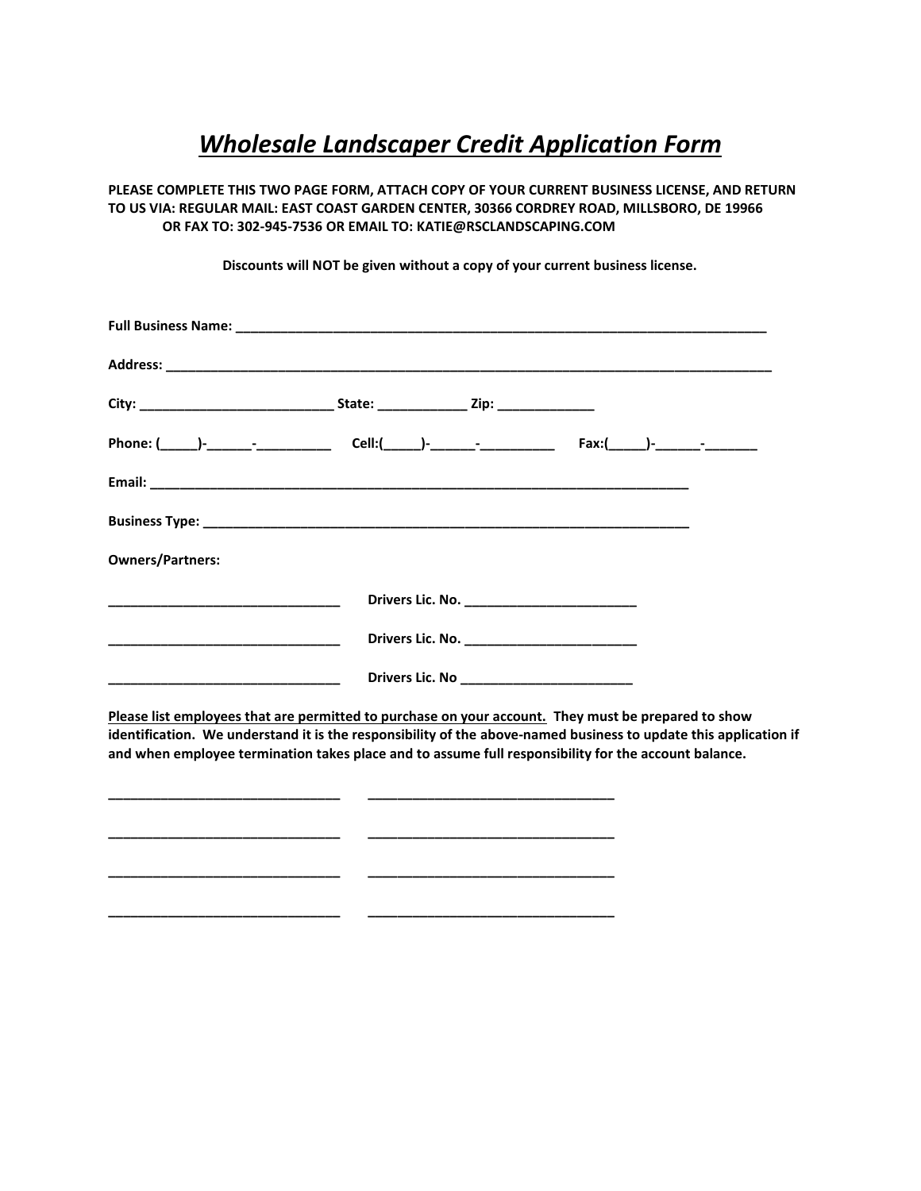# *Wholesale Landscaper Credit Application Form*

**PLEASE COMPLETE THIS TWO PAGE FORM, ATTACH COPY OF YOUR CURRENT BUSINESS LICENSE, AND RETURN TO US VIA: REGULAR MAIL: EAST COAST GARDEN CENTER, 30366 CORDREY ROAD, MILLSBORO, DE 19966 OR FAX TO: 302-945-7536 OR EMAIL TO: KATIE@RSCLANDSCAPING.COM**

**Discounts will NOT be given without a copy of your current business license.**

**Full Business Name:** ___________________________________________________________________________

**Address:** _______________________________________________________________________________________

**City:** ___________________________ **State:** ____________ **Zip:** _____________

**Phone:** (_____)-______-__________ **Cell:**(_____)-______-__________ **Fax:**(_____)-______-_______

**Email:** ____________________________________________________________________________

**Business Type:** _____________________________________________________________________

**Owners/Partners:**

_______________________________ **Drivers Lic. No.** _______________________

_______________________________ **Drivers Lic. No.** _______________________

_______________________________ **Drivers Lic. No** _______________________

**<u>Please list employees that are permitted to purchase on your account.</u> They must be prepared to show identification. We understand it is the responsibility of the above-named business to update this application if and when employee termination takes place and to assume full responsibility for the account balance.**

_______________________________ _________________________________

_______________________________ _________________________________

_______________________________ _________________________________

_______________________________ _________________________________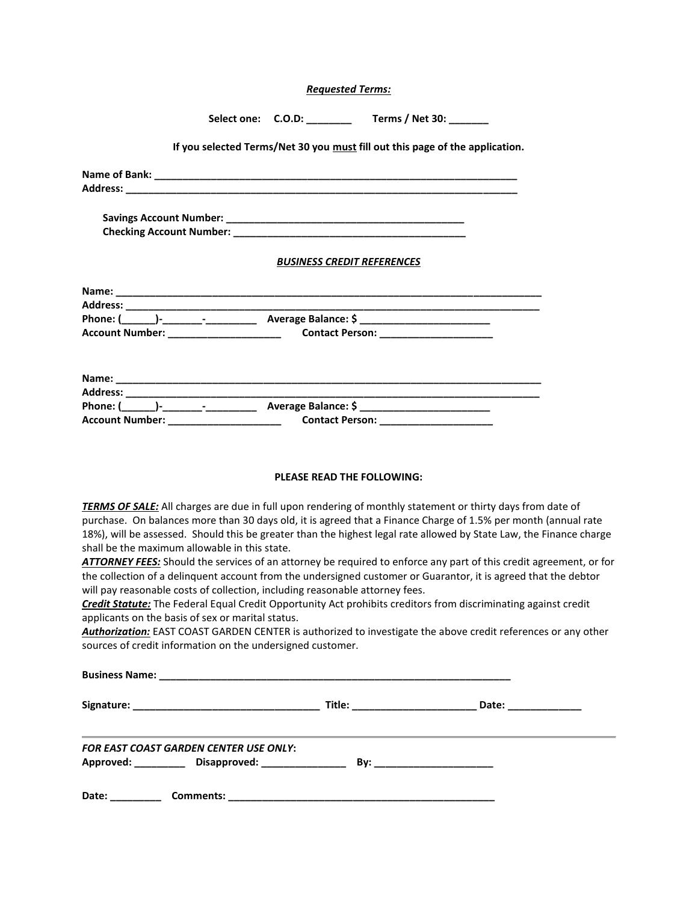***Requested Terms:***

**Select one: C.O.D: ________ Terms / Net 30: _______**

**If you selected Terms/Net 30 you <u>must</u> fill out this page of the application.**

**Name of Bank: ___________________________________________________________________**
**Address: _______________________________________________________________________**

**Savings Account Number: ___________________________________________**
**Checking Account Number: ___________________________________________**

***BUSINESS CREDIT REFERENCES***

**Name: __________________________________________________________________________**
**Address: ________________________________________________________________________**
**Phone: (______)-_______-_________ Average Balance: $ ______________________**
**Account Number: ____________________ Contact Person: ____________________**

**Name: __________________________________________________________________________**
**Address: ________________________________________________________________________**
**Phone: (______)-_______-_________ Average Balance: $ ______________________**
**Account Number: ____________________ Contact Person: ____________________**

**PLEASE READ THE FOLLOWING:**

***<u>TERMS OF SALE:</u>*** All charges are due in full upon rendering of monthly statement or thirty days from date of purchase. On balances more than 30 days old, it is agreed that a Finance Charge of 1.5% per month (annual rate 18%), will be assessed. Should this be greater than the highest legal rate allowed by State Law, the Finance charge shall be the maximum allowable in this state.
***<u>ATTORNEY FEES:</u>*** Should the services of an attorney be required to enforce any part of this credit agreement, or for the collection of a delinquent account from the undersigned customer or Guarantor, it is agreed that the debtor will pay reasonable costs of collection, including reasonable attorney fees.
***<u>Credit Statute:</u>*** The Federal Equal Credit Opportunity Act prohibits creditors from discriminating against credit applicants on the basis of sex or marital status.
***<u>Authorization:</u>*** EAST COAST GARDEN CENTER is authorized to investigate the above credit references or any other sources of credit information on the undersigned customer.

**Business Name: ______________________________________________________________**

**Signature: _________________________________ Title: _____________________ Date: _____________**

---

***FOR EAST COAST GARDEN CENTER USE ONLY*:**
**Approved: _________ Disapproved: _______________ By: _____________________**

**Date: _________ Comments: _________________________________________________**